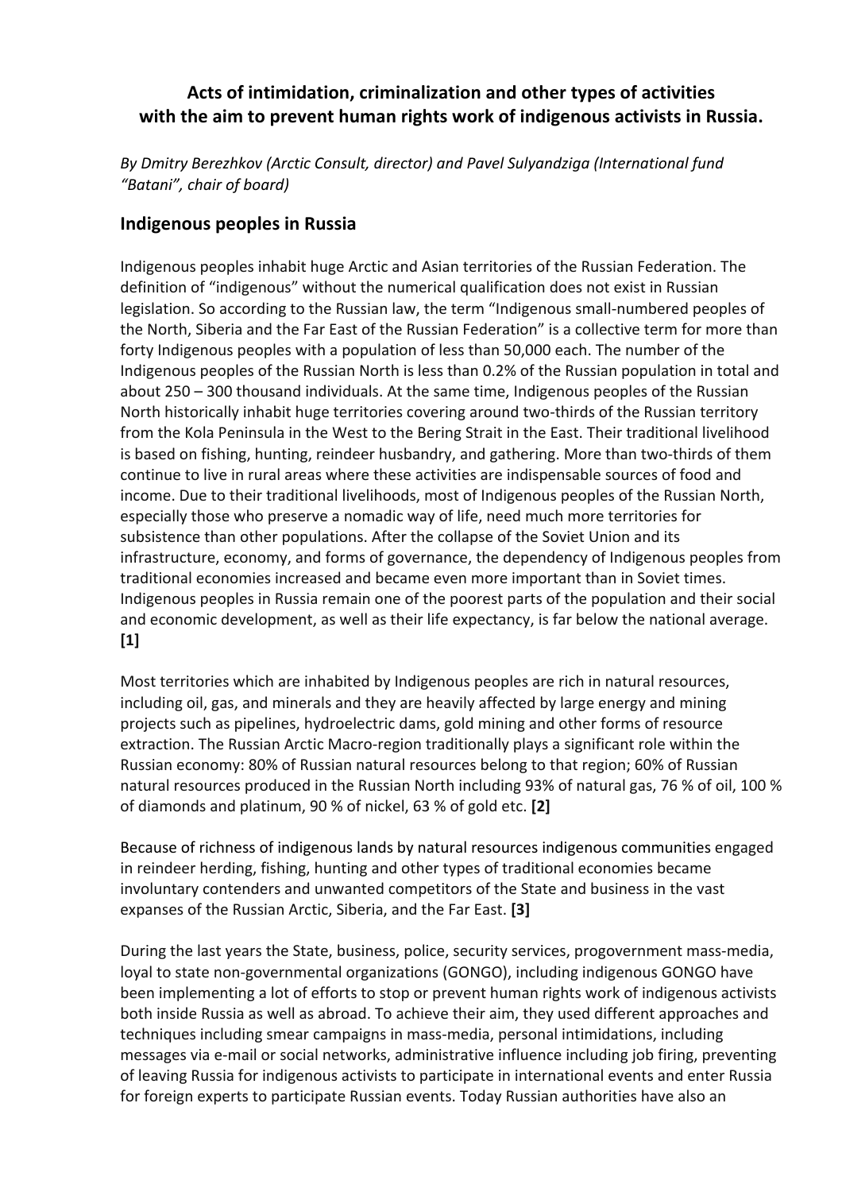**Acts of intimidation, criminalization and other types of activities with the aim to prevent human rights work of indigenous activists in Russia.**

*By Dmitry Berezhkov (Arctic Consult, director) and Pavel Sulyandziga (International fund "Batani", chair of board)*

## Indigenous peoples in Russia

Indigenous peoples inhabit huge Arctic and Asian territories of the Russian Federation. The definition of "indigenous" without the numerical qualification does not exist in Russian legislation. So according to the Russian law, the term "Indigenous small-numbered peoples of the North, Siberia and the Far East of the Russian Federation" is a collective term for more than forty Indigenous peoples with a population of less than 50,000 each. The number of the Indigenous peoples of the Russian North is less than 0.2% of the Russian population in total and about 250 – 300 thousand individuals. At the same time, Indigenous peoples of the Russian North historically inhabit huge territories covering around two-thirds of the Russian territory from the Kola Peninsula in the West to the Bering Strait in the East. Their traditional livelihood is based on fishing, hunting, reindeer husbandry, and gathering. More than two-thirds of them continue to live in rural areas where these activities are indispensable sources of food and income. Due to their traditional livelihoods, most of Indigenous peoples of the Russian North, especially those who preserve a nomadic way of life, need much more territories for subsistence than other populations. After the collapse of the Soviet Union and its infrastructure, economy, and forms of governance, the dependency of Indigenous peoples from traditional economies increased and became even more important than in Soviet times. Indigenous peoples in Russia remain one of the poorest parts of the population and their social and economic development, as well as their life expectancy, is far below the national average. **[1]**

Most territories which are inhabited by Indigenous peoples are rich in natural resources, including oil, gas, and minerals and they are heavily affected by large energy and mining projects such as pipelines, hydroelectric dams, gold mining and other forms of resource extraction. The Russian Arctic Macro-region traditionally plays a significant role within the Russian economy: 80% of Russian natural resources belong to that region; 60% of Russian natural resources produced in the Russian North including 93% of natural gas, 76 % of oil, 100 % of diamonds and platinum, 90 % of nickel, 63 % of gold etc. **[2]**

Because of richness of indigenous lands by natural resources indigenous communities engaged in reindeer herding, fishing, hunting and other types of traditional economies became involuntary contenders and unwanted competitors of the State and business in the vast expanses of the Russian Arctic, Siberia, and the Far East. **[3]**

During the last years the State, business, police, security services, progovernment mass-media, loyal to state non-governmental organizations (GONGO), including indigenous GONGO have been implementing a lot of efforts to stop or prevent human rights work of indigenous activists both inside Russia as well as abroad. To achieve their aim, they used different approaches and techniques including smear campaigns in mass-media, personal intimidations, including messages via e-mail or social networks, administrative influence including job firing, preventing of leaving Russia for indigenous activists to participate in international events and enter Russia for foreign experts to participate Russian events. Today Russian authorities have also an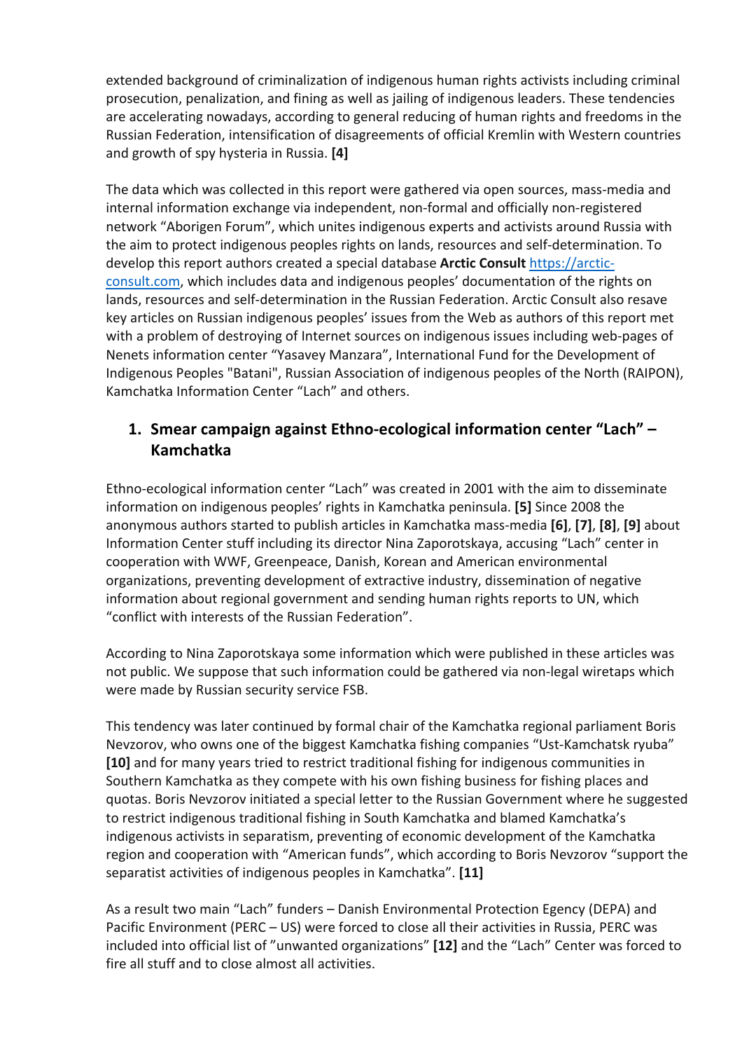extended background of criminalization of indigenous human rights activists including criminal prosecution, penalization, and fining as well as jailing of indigenous leaders. These tendencies are accelerating nowadays, according to general reducing of human rights and freedoms in the Russian Federation, intensification of disagreements of official Kremlin with Western countries and growth of spy hysteria in Russia. **[4]**

The data which was collected in this report were gathered via open sources, mass-media and internal information exchange via independent, non-formal and officially non-registered network "Aborigen Forum", which unites indigenous experts and activists around Russia with the aim to protect indigenous peoples rights on lands, resources and self-determination. To develop this report authors created a special database **Arctic Consult** https://arctic-consult.com, which includes data and indigenous peoples' documentation of the rights on lands, resources and self-determination in the Russian Federation. Arctic Consult also resave key articles on Russian indigenous peoples' issues from the Web as authors of this report met with a problem of destroying of Internet sources on indigenous issues including web-pages of Nenets information center "Yasavey Manzara", International Fund for the Development of Indigenous Peoples "Batani", Russian Association of indigenous peoples of the North (RAIPON), Kamchatka Information Center "Lach" and others.

## 1. Smear campaign against Ethno-ecological information center "Lach" – Kamchatka

Ethno-ecological information center "Lach" was created in 2001 with the aim to disseminate information on indigenous peoples' rights in Kamchatka peninsula. **[5]** Since 2008 the anonymous authors started to publish articles in Kamchatka mass-media **[6]**, **[7]**, **[8]**, **[9]** about Information Center stuff including its director Nina Zaporotskaya, accusing "Lach" center in cooperation with WWF, Greenpeace, Danish, Korean and American environmental organizations, preventing development of extractive industry, dissemination of negative information about regional government and sending human rights reports to UN, which "conflict with interests of the Russian Federation".

According to Nina Zaporotskaya some information which were published in these articles was not public. We suppose that such information could be gathered via non-legal wiretaps which were made by Russian security service FSB.

This tendency was later continued by formal chair of the Kamchatka regional parliament Boris Nevzorov, who owns one of the biggest Kamchatka fishing companies "Ust-Kamchatsk ryuba" **[10]** and for many years tried to restrict traditional fishing for indigenous communities in Southern Kamchatka as they compete with his own fishing business for fishing places and quotas. Boris Nevzorov initiated a special letter to the Russian Government where he suggested to restrict indigenous traditional fishing in South Kamchatka and blamed Kamchatka's indigenous activists in separatism, preventing of economic development of the Kamchatka region and cooperation with "American funds", which according to Boris Nevzorov "support the separatist activities of indigenous peoples in Kamchatka". **[11]**

As a result two main "Lach" funders – Danish Environmental Protection Egency (DEPA) and Pacific Environment (PERC – US) were forced to close all their activities in Russia, PERC was included into official list of "unwanted organizations" **[12]** and the "Lach" Center was forced to fire all stuff and to close almost all activities.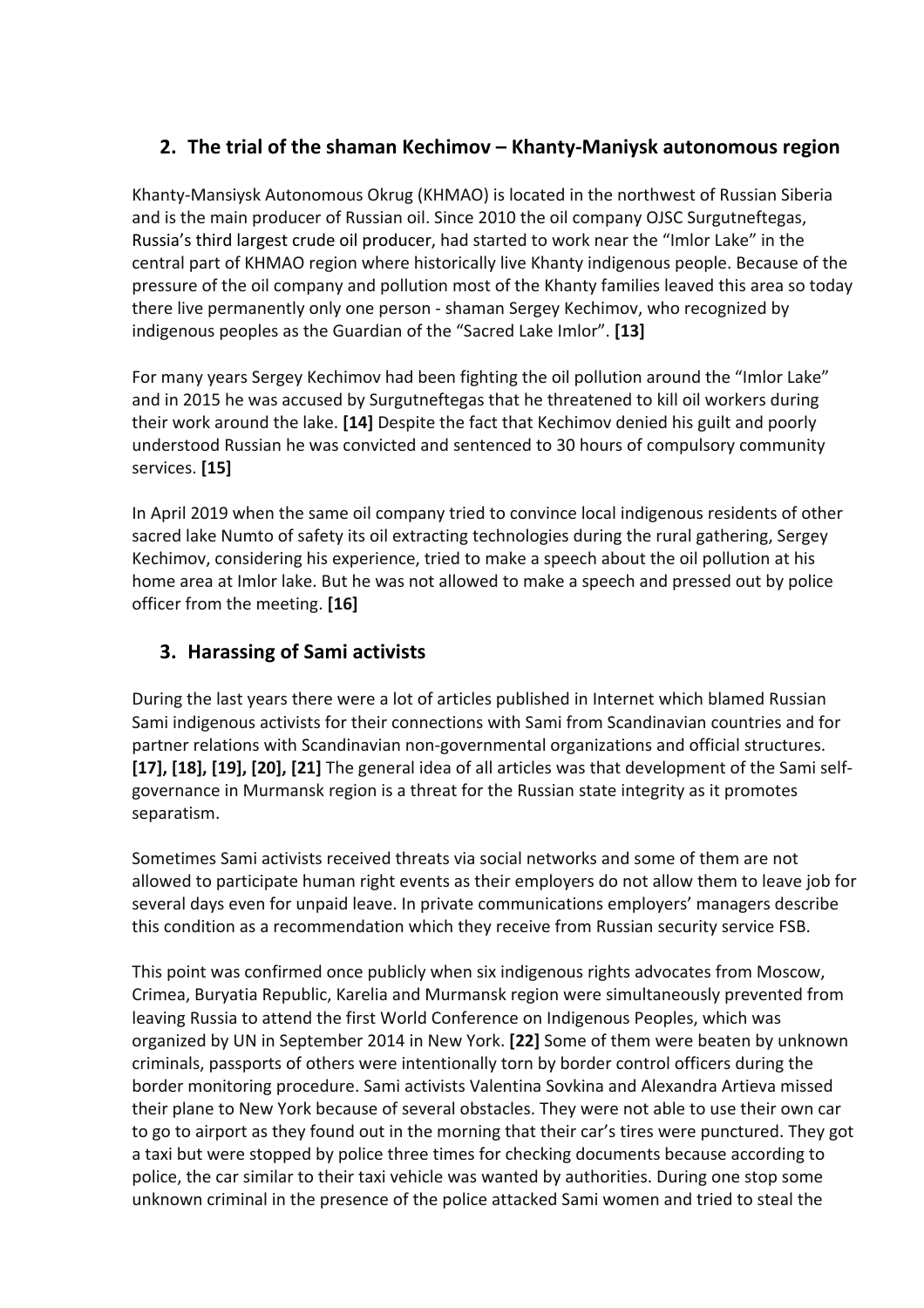## 2. The trial of the shaman Kechimov – Khanty-Maniysk autonomous region

Khanty-Mansiysk Autonomous Okrug (KHMAO) is located in the northwest of Russian Siberia and is the main producer of Russian oil. Since 2010 the oil company OJSC Surgutneftegas, Russia's third largest crude oil producer, had started to work near the "Imlor Lake" in the central part of KHMAO region where historically live Khanty indigenous people. Because of the pressure of the oil company and pollution most of the Khanty families leaved this area so today there live permanently only one person - shaman Sergey Kechimov, who recognized by indigenous peoples as the Guardian of the "Sacred Lake Imlor". **[13]**

For many years Sergey Kechimov had been fighting the oil pollution around the "Imlor Lake" and in 2015 he was accused by Surgutneftegas that he threatened to kill oil workers during their work around the lake. **[14]** Despite the fact that Kechimov denied his guilt and poorly understood Russian he was convicted and sentenced to 30 hours of compulsory community services. **[15]**

In April 2019 when the same oil company tried to convince local indigenous residents of other sacred lake Numto of safety its oil extracting technologies during the rural gathering, Sergey Kechimov, considering his experience, tried to make a speech about the oil pollution at his home area at Imlor lake. But he was not allowed to make a speech and pressed out by police officer from the meeting. **[16]**

## 3. Harassing of Sami activists

During the last years there were a lot of articles published in Internet which blamed Russian Sami indigenous activists for their connections with Sami from Scandinavian countries and for partner relations with Scandinavian non-governmental organizations and official structures. **[17], [18], [19], [20], [21]** The general idea of all articles was that development of the Sami self-governance in Murmansk region is a threat for the Russian state integrity as it promotes separatism.

Sometimes Sami activists received threats via social networks and some of them are not allowed to participate human right events as their employers do not allow them to leave job for several days even for unpaid leave. In private communications employers' managers describe this condition as a recommendation which they receive from Russian security service FSB.

This point was confirmed once publicly when six indigenous rights advocates from Moscow, Crimea, Buryatia Republic, Karelia and Murmansk region were simultaneously prevented from leaving Russia to attend the first World Conference on Indigenous Peoples, which was organized by UN in September 2014 in New York. **[22]** Some of them were beaten by unknown criminals, passports of others were intentionally torn by border control officers during the border monitoring procedure. Sami activists Valentina Sovkina and Alexandra Artieva missed their plane to New York because of several obstacles. They were not able to use their own car to go to airport as they found out in the morning that their car's tires were punctured. They got a taxi but were stopped by police three times for checking documents because according to police, the car similar to their taxi vehicle was wanted by authorities. During one stop some unknown criminal in the presence of the police attacked Sami women and tried to steal the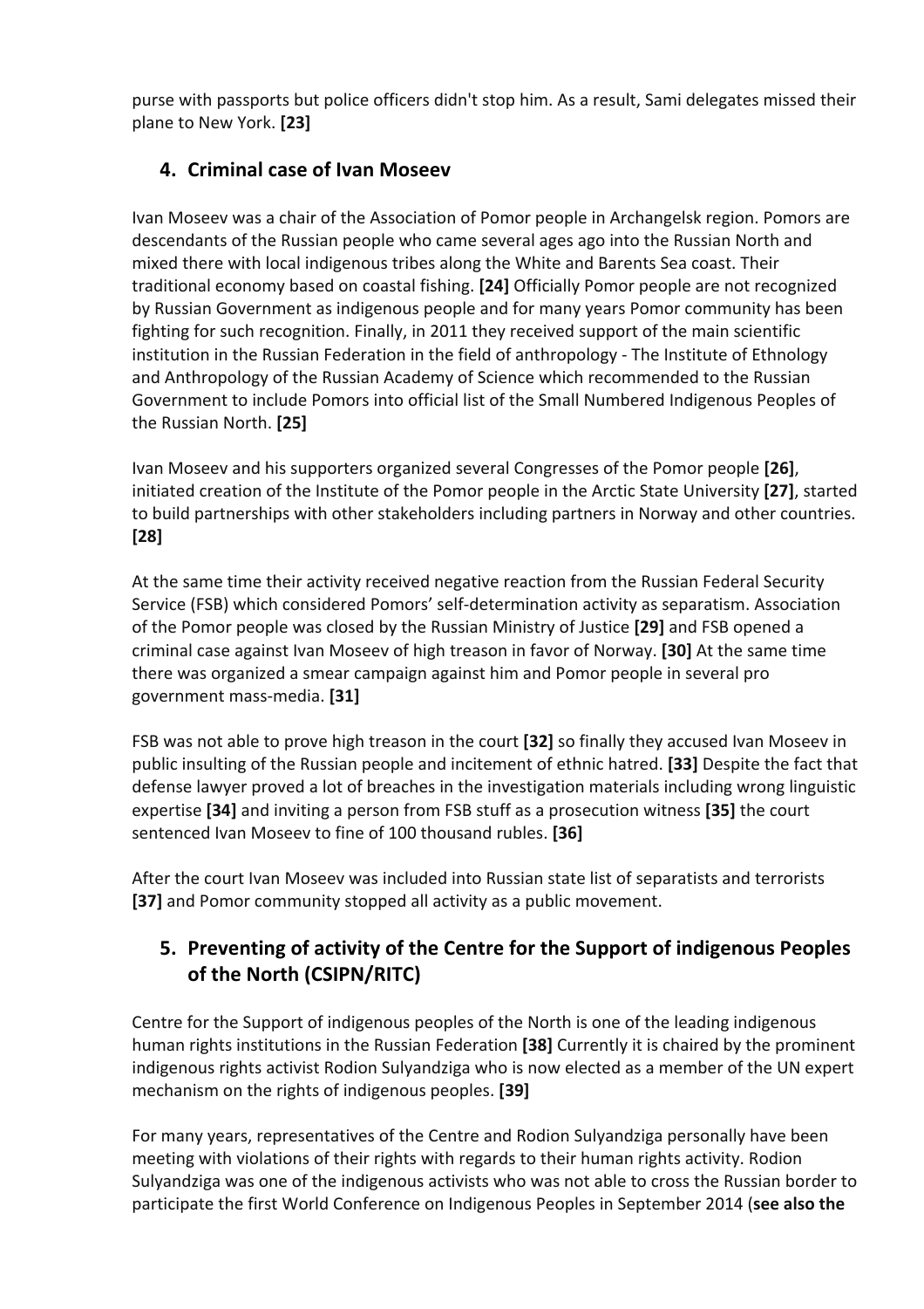purse with passports but police officers didn't stop him. As a result, Sami delegates missed their plane to New York. **[23]**

## 4. Criminal case of Ivan Moseev

Ivan Moseev was a chair of the Association of Pomor people in Archangelsk region. Pomors are descendants of the Russian people who came several ages ago into the Russian North and mixed there with local indigenous tribes along the White and Barents Sea coast. Their traditional economy based on coastal fishing. **[24]** Officially Pomor people are not recognized by Russian Government as indigenous people and for many years Pomor community has been fighting for such recognition. Finally, in 2011 they received support of the main scientific institution in the Russian Federation in the field of anthropology - The Institute of Ethnology and Anthropology of the Russian Academy of Science which recommended to the Russian Government to include Pomors into official list of the Small Numbered Indigenous Peoples of the Russian North. **[25]**

Ivan Moseev and his supporters organized several Congresses of the Pomor people **[26]**, initiated creation of the Institute of the Pomor people in the Arctic State University **[27]**, started to build partnerships with other stakeholders including partners in Norway and other countries. **[28]**

At the same time their activity received negative reaction from the Russian Federal Security Service (FSB) which considered Pomors' self-determination activity as separatism. Association of the Pomor people was closed by the Russian Ministry of Justice **[29]** and FSB opened a criminal case against Ivan Moseev of high treason in favor of Norway. **[30]** At the same time there was organized a smear campaign against him and Pomor people in several pro government mass-media. **[31]**

FSB was not able to prove high treason in the court **[32]** so finally they accused Ivan Moseev in public insulting of the Russian people and incitement of ethnic hatred. **[33]** Despite the fact that defense lawyer proved a lot of breaches in the investigation materials including wrong linguistic expertise **[34]** and inviting a person from FSB stuff as a prosecution witness **[35]** the court sentenced Ivan Moseev to fine of 100 thousand rubles. **[36]**

After the court Ivan Moseev was included into Russian state list of separatists and terrorists **[37]** and Pomor community stopped all activity as a public movement.

## 5. Preventing of activity of the Centre for the Support of indigenous Peoples of the North (CSIPN/RITC)

Centre for the Support of indigenous peoples of the North is one of the leading indigenous human rights institutions in the Russian Federation **[38]** Currently it is chaired by the prominent indigenous rights activist Rodion Sulyandziga who is now elected as a member of the UN expert mechanism on the rights of indigenous peoples. **[39]**

For many years, representatives of the Centre and Rodion Sulyandziga personally have been meeting with violations of their rights with regards to their human rights activity. Rodion Sulyandziga was one of the indigenous activists who was not able to cross the Russian border to participate the first World Conference on Indigenous Peoples in September 2014 (**see also the**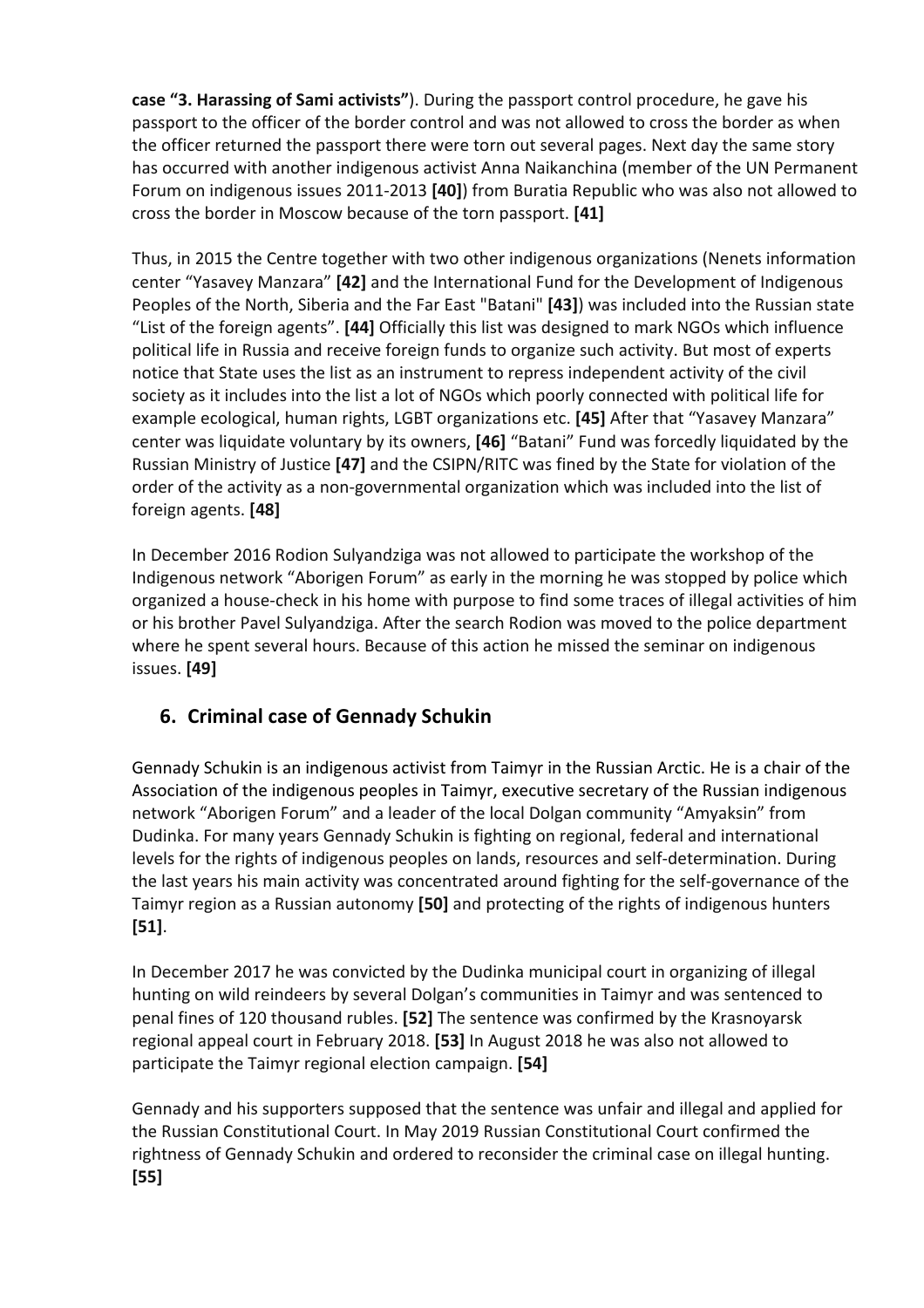**case "3. Harassing of Sami activists"**). During the passport control procedure, he gave his passport to the officer of the border control and was not allowed to cross the border as when the officer returned the passport there were torn out several pages. Next day the same story has occurred with another indigenous activist Anna Naikanchina (member of the UN Permanent Forum on indigenous issues 2011-2013 **[40]**) from Buratia Republic who was also not allowed to cross the border in Moscow because of the torn passport. **[41]**

Thus, in 2015 the Centre together with two other indigenous organizations (Nenets information center "Yasavey Manzara" **[42]** and the International Fund for the Development of Indigenous Peoples of the North, Siberia and the Far East "Batani" **[43]**) was included into the Russian state "List of the foreign agents". **[44]** Officially this list was designed to mark NGOs which influence political life in Russia and receive foreign funds to organize such activity. But most of experts notice that State uses the list as an instrument to repress independent activity of the civil society as it includes into the list a lot of NGOs which poorly connected with political life for example ecological, human rights, LGBT organizations etc. **[45]** After that "Yasavey Manzara" center was liquidate voluntary by its owners, **[46]** "Batani" Fund was forcedly liquidated by the Russian Ministry of Justice **[47]** and the CSIPN/RITC was fined by the State for violation of the order of the activity as a non-governmental organization which was included into the list of foreign agents. **[48]**

In December 2016 Rodion Sulyandziga was not allowed to participate the workshop of the Indigenous network "Aborigen Forum" as early in the morning he was stopped by police which organized a house-check in his home with purpose to find some traces of illegal activities of him or his brother Pavel Sulyandziga. After the search Rodion was moved to the police department where he spent several hours. Because of this action he missed the seminar on indigenous issues. **[49]**

## 6. Criminal case of Gennady Schukin

Gennady Schukin is an indigenous activist from Taimyr in the Russian Arctic. He is a chair of the Association of the indigenous peoples in Taimyr, executive secretary of the Russian indigenous network "Aborigen Forum" and a leader of the local Dolgan community "Amyaksin" from Dudinka. For many years Gennady Schukin is fighting on regional, federal and international levels for the rights of indigenous peoples on lands, resources and self-determination. During the last years his main activity was concentrated around fighting for the self-governance of the Taimyr region as a Russian autonomy **[50]** and protecting of the rights of indigenous hunters **[51]**.

In December 2017 he was convicted by the Dudinka municipal court in organizing of illegal hunting on wild reindeers by several Dolgan's communities in Taimyr and was sentenced to penal fines of 120 thousand rubles. **[52]** The sentence was confirmed by the Krasnoyarsk regional appeal court in February 2018. **[53]** In August 2018 he was also not allowed to participate the Taimyr regional election campaign. **[54]**

Gennady and his supporters supposed that the sentence was unfair and illegal and applied for the Russian Constitutional Court. In May 2019 Russian Constitutional Court confirmed the rightness of Gennady Schukin and ordered to reconsider the criminal case on illegal hunting. **[55]**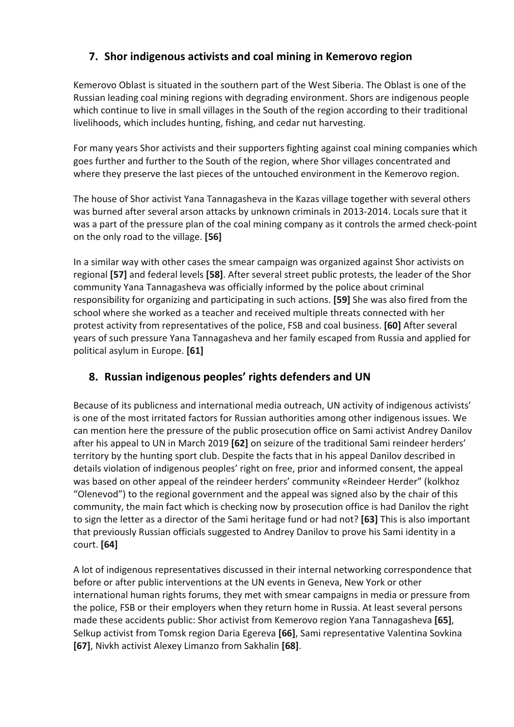## 7. Shor indigenous activists and coal mining in Kemerovo region

Kemerovo Oblast is situated in the southern part of the West Siberia. The Oblast is one of the Russian leading coal mining regions with degrading environment. Shors are indigenous people which continue to live in small villages in the South of the region according to their traditional livelihoods, which includes hunting, fishing, and cedar nut harvesting.

For many years Shor activists and their supporters fighting against coal mining companies which goes further and further to the South of the region, where Shor villages concentrated and where they preserve the last pieces of the untouched environment in the Kemerovo region.

The house of Shor activist Yana Tannagasheva in the Kazas village together with several others was burned after several arson attacks by unknown criminals in 2013-2014. Locals sure that it was a part of the pressure plan of the coal mining company as it controls the armed check-point on the only road to the village. **[56]**

In a similar way with other cases the smear campaign was organized against Shor activists on regional **[57]** and federal levels **[58]**. After several street public protests, the leader of the Shor community Yana Tannagasheva was officially informed by the police about criminal responsibility for organizing and participating in such actions. **[59]** She was also fired from the school where she worked as a teacher and received multiple threats connected with her protest activity from representatives of the police, FSB and coal business. **[60]** After several years of such pressure Yana Tannagasheva and her family escaped from Russia and applied for political asylum in Europe. **[61]**

## 8. Russian indigenous peoples' rights defenders and UN

Because of its publicness and international media outreach, UN activity of indigenous activists' is one of the most irritated factors for Russian authorities among other indigenous issues. We can mention here the pressure of the public prosecution office on Sami activist Andrey Danilov after his appeal to UN in March 2019 **[62]** on seizure of the traditional Sami reindeer herders' territory by the hunting sport club. Despite the facts that in his appeal Danilov described in details violation of indigenous peoples' right on free, prior and informed consent, the appeal was based on other appeal of the reindeer herders' community «Reindeer Herder" (kolkhoz "Olenevod") to the regional government and the appeal was signed also by the chair of this community, the main fact which is checking now by prosecution office is had Danilov the right to sign the letter as a director of the Sami heritage fund or had not? **[63]** This is also important that previously Russian officials suggested to Andrey Danilov to prove his Sami identity in a court. **[64]**

A lot of indigenous representatives discussed in their internal networking correspondence that before or after public interventions at the UN events in Geneva, New York or other international human rights forums, they met with smear campaigns in media or pressure from the police, FSB or their employers when they return home in Russia. At least several persons made these accidents public: Shor activist from Kemerovo region Yana Tannagasheva **[65]**, Selkup activist from Tomsk region Daria Egereva **[66]**, Sami representative Valentina Sovkina **[67]**, Nivkh activist Alexey Limanzo from Sakhalin **[68]**.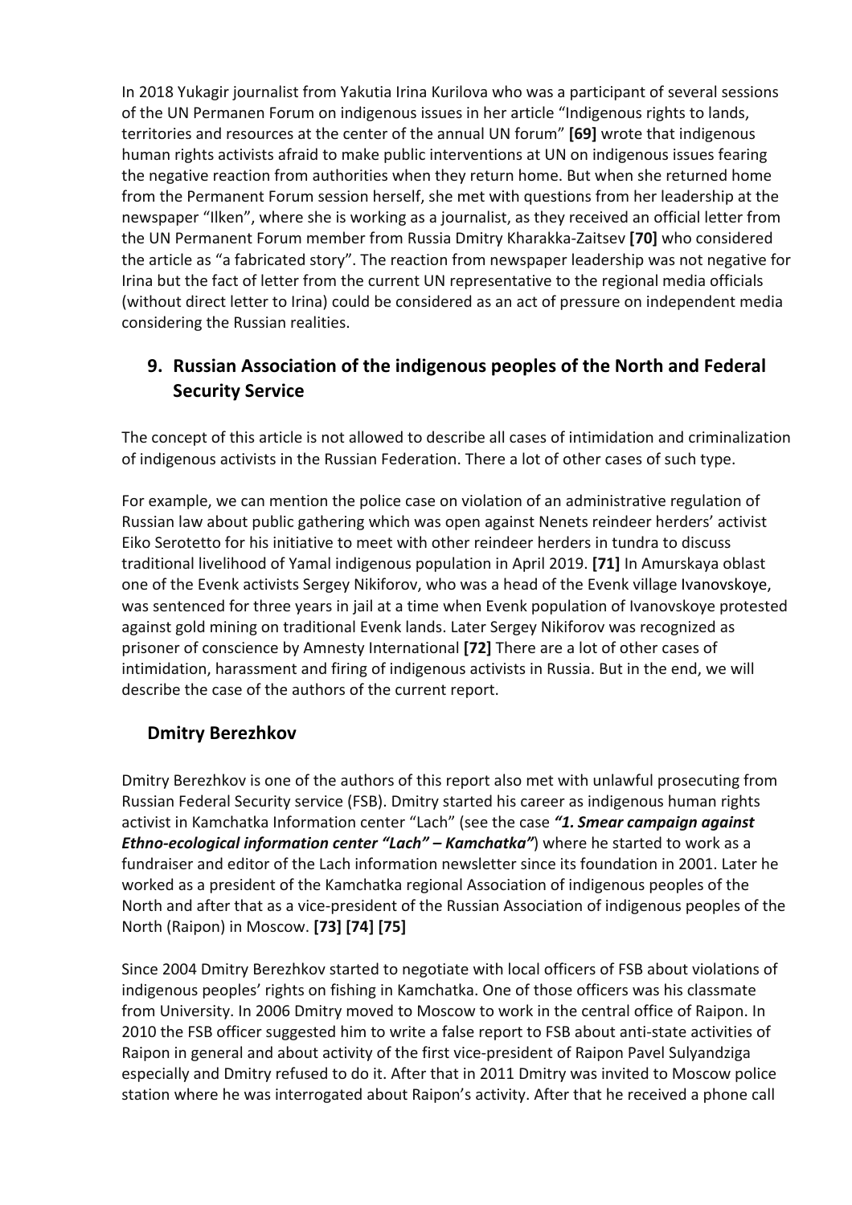In 2018 Yukagir journalist from Yakutia Irina Kurilova who was a participant of several sessions of the UN Permanen Forum on indigenous issues in her article "Indigenous rights to lands, territories and resources at the center of the annual UN forum" **[69]** wrote that indigenous human rights activists afraid to make public interventions at UN on indigenous issues fearing the negative reaction from authorities when they return home. But when she returned home from the Permanent Forum session herself, she met with questions from her leadership at the newspaper "Ilken", where she is working as a journalist, as they received an official letter from the UN Permanent Forum member from Russia Dmitry Kharakka-Zaitsev **[70]** who considered the article as "a fabricated story". The reaction from newspaper leadership was not negative for Irina but the fact of letter from the current UN representative to the regional media officials (without direct letter to Irina) could be considered as an act of pressure on independent media considering the Russian realities.

## 9. Russian Association of the indigenous peoples of the North and Federal Security Service

The concept of this article is not allowed to describe all cases of intimidation and criminalization of indigenous activists in the Russian Federation. There a lot of other cases of such type.

For example, we can mention the police case on violation of an administrative regulation of Russian law about public gathering which was open against Nenets reindeer herders' activist Eiko Serotetto for his initiative to meet with other reindeer herders in tundra to discuss traditional livelihood of Yamal indigenous population in April 2019. **[71]** In Amurskaya oblast one of the Evenk activists Sergey Nikiforov, who was a head of the Evenk village Ivanovskoye, was sentenced for three years in jail at a time when Evenk population of Ivanovskoye protested against gold mining on traditional Evenk lands. Later Sergey Nikiforov was recognized as prisoner of conscience by Amnesty International **[72]** There are a lot of other cases of intimidation, harassment and firing of indigenous activists in Russia. But in the end, we will describe the case of the authors of the current report.

### Dmitry Berezhkov

Dmitry Berezhkov is one of the authors of this report also met with unlawful prosecuting from Russian Federal Security service (FSB). Dmitry started his career as indigenous human rights activist in Kamchatka Information center "Lach" (see the case ***"1. Smear campaign against Ethno-ecological information center "Lach" – Kamchatka"***) where he started to work as a fundraiser and editor of the Lach information newsletter since its foundation in 2001. Later he worked as a president of the Kamchatka regional Association of indigenous peoples of the North and after that as a vice-president of the Russian Association of indigenous peoples of the North (Raipon) in Moscow. **[73] [74] [75]**

Since 2004 Dmitry Berezhkov started to negotiate with local officers of FSB about violations of indigenous peoples' rights on fishing in Kamchatka. One of those officers was his classmate from University. In 2006 Dmitry moved to Moscow to work in the central office of Raipon. In 2010 the FSB officer suggested him to write a false report to FSB about anti-state activities of Raipon in general and about activity of the first vice-president of Raipon Pavel Sulyandziga especially and Dmitry refused to do it. After that in 2011 Dmitry was invited to Moscow police station where he was interrogated about Raipon's activity. After that he received a phone call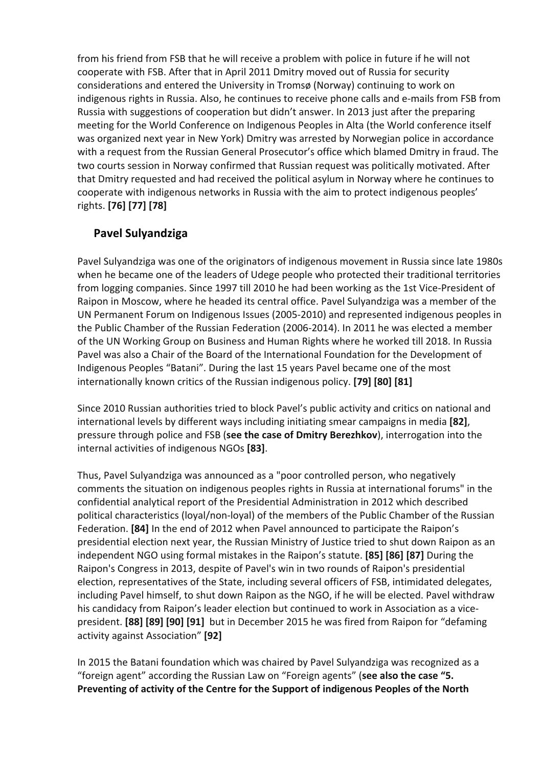from his friend from FSB that he will receive a problem with police in future if he will not cooperate with FSB. After that in April 2011 Dmitry moved out of Russia for security considerations and entered the University in Tromsø (Norway) continuing to work on indigenous rights in Russia. Also, he continues to receive phone calls and e-mails from FSB from Russia with suggestions of cooperation but didn't answer. In 2013 just after the preparing meeting for the World Conference on Indigenous Peoples in Alta (the World conference itself was organized next year in New York) Dmitry was arrested by Norwegian police in accordance with a request from the Russian General Prosecutor's office which blamed Dmitry in fraud. The two courts session in Norway confirmed that Russian request was politically motivated. After that Dmitry requested and had received the political asylum in Norway where he continues to cooperate with indigenous networks in Russia with the aim to protect indigenous peoples' rights. **[76] [77] [78]**

## Pavel Sulyandziga

Pavel Sulyandziga was one of the originators of indigenous movement in Russia since late 1980s when he became one of the leaders of Udege people who protected their traditional territories from logging companies. Since 1997 till 2010 he had been working as the 1st Vice-President of Raipon in Moscow, where he headed its central office. Pavel Sulyandziga was a member of the UN Permanent Forum on Indigenous Issues (2005-2010) and represented indigenous peoples in the Public Chamber of the Russian Federation (2006-2014). In 2011 he was elected a member of the UN Working Group on Business and Human Rights where he worked till 2018. In Russia Pavel was also a Chair of the Board of the International Foundation for the Development of Indigenous Peoples "Batani". During the last 15 years Pavel became one of the most internationally known critics of the Russian indigenous policy. **[79] [80] [81]**

Since 2010 Russian authorities tried to block Pavel's public activity and critics on national and international levels by different ways including initiating smear campaigns in media **[82]**, pressure through police and FSB (**see the case of Dmitry Berezhkov**), interrogation into the internal activities of indigenous NGOs **[83]**.

Thus, Pavel Sulyandziga was announced as a "poor controlled person, who negatively comments the situation on indigenous peoples rights in Russia at international forums" in the confidential analytical report of the Presidential Administration in 2012 which described political characteristics (loyal/non-loyal) of the members of the Public Chamber of the Russian Federation. **[84]** In the end of 2012 when Pavel announced to participate the Raipon's presidential election next year, the Russian Ministry of Justice tried to shut down Raipon as an independent NGO using formal mistakes in the Raipon's statute. **[85] [86] [87]** During the Raipon's Congress in 2013, despite of Pavel's win in two rounds of Raipon's presidential election, representatives of the State, including several officers of FSB, intimidated delegates, including Pavel himself, to shut down Raipon as the NGO, if he will be elected. Pavel withdraw his candidacy from Raipon's leader election but continued to work in Association as a vice-president. **[88] [89] [90] [91]** but in December 2015 he was fired from Raipon for "defaming activity against Association" **[92]**

In 2015 the Batani foundation which was chaired by Pavel Sulyandziga was recognized as a "foreign agent" according the Russian Law on "Foreign agents" (**see also the case "5. Preventing of activity of the Centre for the Support of indigenous Peoples of the North**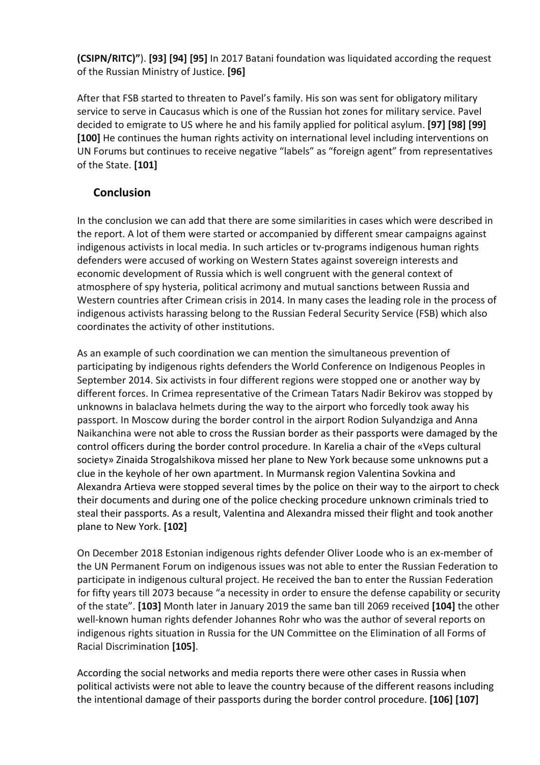**(CSIPN/RITC)"**). **[93] [94] [95]** In 2017 Batani foundation was liquidated according the request of the Russian Ministry of Justice. **[96]**

After that FSB started to threaten to Pavel's family. His son was sent for obligatory military service to serve in Caucasus which is one of the Russian hot zones for military service. Pavel decided to emigrate to US where he and his family applied for political asylum. **[97] [98] [99] [100]** He continues the human rights activity on international level including interventions on UN Forums but continues to receive negative "labels" as "foreign agent" from representatives of the State. **[101]**

## Conclusion

In the conclusion we can add that there are some similarities in cases which were described in the report. A lot of them were started or accompanied by different smear campaigns against indigenous activists in local media. In such articles or tv-programs indigenous human rights defenders were accused of working on Western States against sovereign interests and economic development of Russia which is well congruent with the general context of atmosphere of spy hysteria, political acrimony and mutual sanctions between Russia and Western countries after Crimean crisis in 2014. In many cases the leading role in the process of indigenous activists harassing belong to the Russian Federal Security Service (FSB) which also coordinates the activity of other institutions.

As an example of such coordination we can mention the simultaneous prevention of participating by indigenous rights defenders the World Conference on Indigenous Peoples in September 2014. Six activists in four different regions were stopped one or another way by different forces. In Crimea representative of the Crimean Tatars Nadir Bekirov was stopped by unknowns in balaclava helmets during the way to the airport who forcedly took away his passport. In Moscow during the border control in the airport Rodion Sulyandziga and Anna Naikanchina were not able to cross the Russian border as their passports were damaged by the control officers during the border control procedure. In Karelia a chair of the «Veps cultural society» Zinaida Strogalshikova missed her plane to New York because some unknowns put a clue in the keyhole of her own apartment. In Murmansk region Valentina Sovkina and Alexandra Artieva were stopped several times by the police on their way to the airport to check their documents and during one of the police checking procedure unknown criminals tried to steal their passports. As a result, Valentina and Alexandra missed their flight and took another plane to New York. **[102]**

On December 2018 Estonian indigenous rights defender Oliver Loode who is an ex-member of the UN Permanent Forum on indigenous issues was not able to enter the Russian Federation to participate in indigenous cultural project. He received the ban to enter the Russian Federation for fifty years till 2073 because "a necessity in order to ensure the defense capability or security of the state". **[103]** Month later in January 2019 the same ban till 2069 received **[104]** the other well-known human rights defender Johannes Rohr who was the author of several reports on indigenous rights situation in Russia for the UN Committee on the Elimination of all Forms of Racial Discrimination **[105]**.

According the social networks and media reports there were other cases in Russia when political activists were not able to leave the country because of the different reasons including the intentional damage of their passports during the border control procedure. **[106] [107]**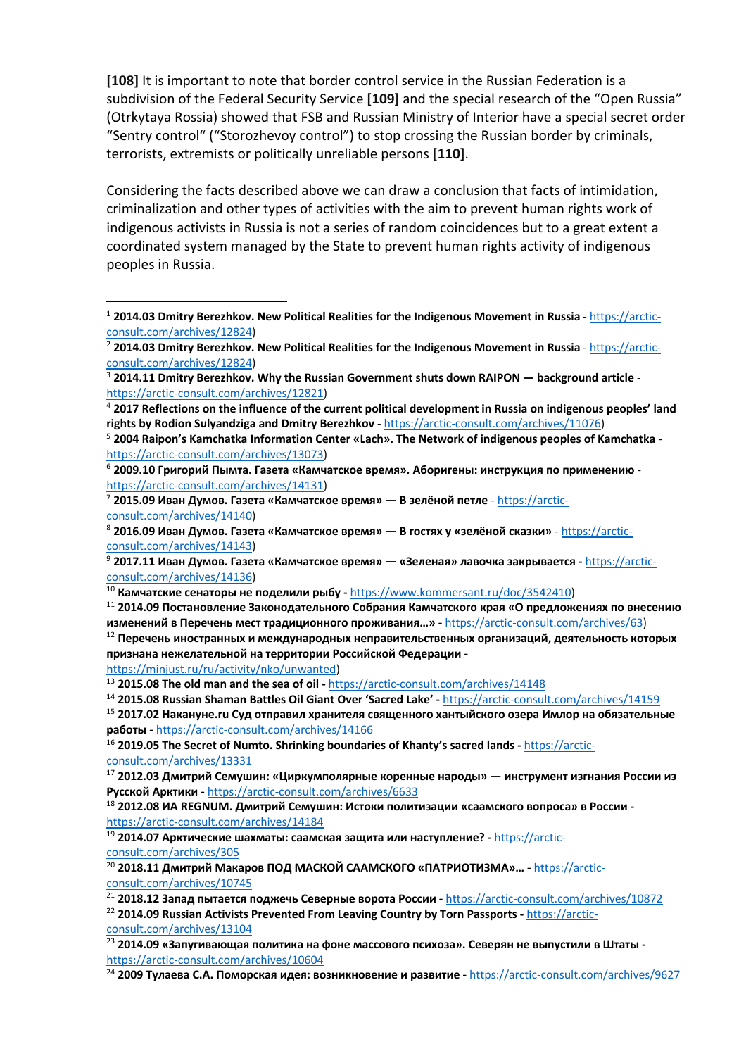**[108]** It is important to note that border control service in the Russian Federation is a subdivision of the Federal Security Service **[109]** and the special research of the “Open Russia” (Otrkytaya Rossia) showed that FSB and Russian Ministry of Interior have a special secret order “Sentry control“ (“Storozhevoy control”) to stop crossing the Russian border by criminals, terrorists, extremists or politically unreliable persons **[110]**.

Considering the facts described above we can draw a conclusion that facts of intimidation, criminalization and other types of activities with the aim to prevent human rights work of indigenous activists in Russia is not a series of random coincidences but to a great extent a coordinated system managed by the State to prevent human rights activity of indigenous peoples in Russia.

---

[1] **2014.03 Dmitry Berezhkov. New Political Realities for the Indigenous Movement in Russia** - https://arctic-consult.com/archives/12824)

[2] **2014.03 Dmitry Berezhkov. New Political Realities for the Indigenous Movement in Russia** - https://arctic-consult.com/archives/12824)

[3] **2014.11 Dmitry Berezhkov. Why the Russian Government shuts down RAIPON — background article** - https://arctic-consult.com/archives/12821)

[4] **2017 Reflections on the influence of the current political development in Russia on indigenous peoples' land rights by Rodion Sulyandziga and Dmitry Berezhkov** - https://arctic-consult.com/archives/11076)

[5] **2004 Raipon's Kamchatka Information Center «Lach». The Network of indigenous peoples of Kamchatka** - https://arctic-consult.com/archives/13073)

[6] **2009.10 Григорий Пымта. Газета «Камчатское время». Аборигены: инструкция по применению** - https://arctic-consult.com/archives/14131)

[7] **2015.09 Иван Думов. Газета «Камчатское время» — В зелёной петле** - https://arctic-consult.com/archives/14140)

[8] **2016.09 Иван Думов. Газета «Камчатское время» — В гостях у «зелёной сказки»** - https://arctic-consult.com/archives/14143)

[9] **2017.11 Иван Думов. Газета «Камчатское время» — «Зеленая» лавочка закрывается** - https://arctic-consult.com/archives/14136)

[10] **Камчатские сенаторы не поделили рыбу** - https://www.kommersant.ru/doc/3542410)

[11] **2014.09 Постановление Законодательного Собрания Камчатского края «О предложениях по внесению изменений в Перечень мест традиционного проживания…»** - https://arctic-consult.com/archives/63)

[12] **Перечень иностранных и международных неправительственных организаций, деятельность которых признана нежелательной на территории Российской Федерации** - https://minjust.ru/ru/activity/nko/unwanted)

[13] **2015.08 The old man and the sea of oil** - https://arctic-consult.com/archives/14148

[14] **2015.08 Russian Shaman Battles Oil Giant Over 'Sacred Lake'** - https://arctic-consult.com/archives/14159

[15] **2017.02 Накануне.ru Суд отправил хранителя священного хантыйского озера Имлор на обязательные работы** - https://arctic-consult.com/archives/14166

[16] **2019.05 The Secret of Numto. Shrinking boundaries of Khanty's sacred lands** - https://arctic-consult.com/archives/13331

[17] **2012.03 Дмитрий Семушин: «Циркумполярные коренные народы» — инструмент изгнания России из Русской Арктики** - https://arctic-consult.com/archives/6633

[18] **2012.08 ИА REGNUM. Дмитрий Семушин: Истоки политизации «саамского вопроса» в России** - https://arctic-consult.com/archives/14184

[19] **2014.07 Арктические шахматы: саамская защита или наступление?** - https://arctic-consult.com/archives/305

[20] **2018.11 Дмитрий Макаров ПОД МАСКОЙ САAMСКОГО «ПАТРИОТИЗМА»…** - https://arctic-consult.com/archives/10745

[21] **2018.12 Запад пытается поджечь Северные ворота России** - https://arctic-consult.com/archives/10872

[22] **2014.09 Russian Activists Prevented From Leaving Country by Torn Passports** - https://arctic-consult.com/archives/13104

[23] **2014.09 «Запугивающая политика на фоне массового психоза». Северян не выпустили в Штаты** - https://arctic-consult.com/archives/10604

[24] **2009 Тулаева С.А. Поморская идея: возникновение и развитие** - https://arctic-consult.com/archives/9627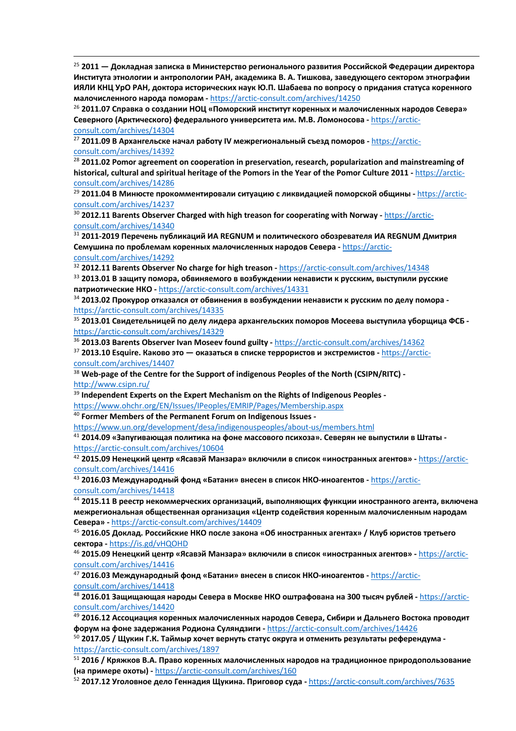[25] **2011 — Докладная записка в Министерство регионального развития Российской Федерации директора Института этнологии и антропологии РАН, академика В. А. Тишкова, заведующего сектором этнографии ИЯЛИ КНЦ УрО РАН, доктора исторических наук Ю.П. Шабаева по вопросу о придания статуса коренного малочисленного народа поморам -** https://arctic-consult.com/archives/14250

[26] **2011.07 Справка о создании НОЦ «Поморский институт коренных и малочисленных народов Севера» Северного (Арктического) федерального университета им. М.В. Ломоносова -** https://arctic-consult.com/archives/14304

[27] **2011.09 В Архангельске начал работу IV межрегиональный съезд поморов -** https://arctic-consult.com/archives/14392

[28] **2011.02 Pomor agreement on cooperation in preservation, research, popularization and mainstreaming of historical, cultural and spiritual heritage of the Pomors in the Year of the Pomor Culture 2011 -** https://arctic-consult.com/archives/14286

[29] **2011.04 В Минюсте прокомментировали ситуацию с ликвидацией поморской общины -** https://arctic-consult.com/archives/14237

[30] **2012.11 Barents Observer Charged with high treason for cooperating with Norway -** https://arctic-consult.com/archives/14340

[31] **2011-2019 Перечень публикаций ИА REGNUM и политического обозревателя ИА REGNUM Дмитрия Семушина по проблемам коренных малочисленных народов Севера -** https://arctic-consult.com/archives/14292

[32] **2012.11 Barents Observer No charge for high treason -** https://arctic-consult.com/archives/14348

[33] **2013.01 В защиту помора, обвиняемого в возбуждении ненависти к русским, выступили русские патриотические НКО -** https://arctic-consult.com/archives/14331

[34] **2013.02 Прокурор отказался от обвинения в возбуждении ненависти к русским по делу помора -** https://arctic-consult.com/archives/14335

[35] **2013.01 Свидетельницей по делу лидера архангельских поморов Мосеева выступила уборщица ФСБ -** https://arctic-consult.com/archives/14329

[36] **2013.03 Barents Observer Ivan Moseev found guilty -** https://arctic-consult.com/archives/14362

[37] **2013.10 Esquire. Каково это — оказаться в списке террористов и экстремистов -** https://arctic-consult.com/archives/14407

[38] **Web-page of the Centre for the Support of indigenous Peoples of the North (CSIPN/RITC) -** http://www.csipn.ru/

[39] **Independent Experts on the Expert Mechanism on the Rights of Indigenous Peoples -** https://www.ohchr.org/EN/Issues/IPeoples/EMRIP/Pages/Membership.aspx

[40] **Former Members of the Permanent Forum on Indigenous Issues -** https://www.un.org/development/desa/indigenouspeoples/about-us/members.html

[41] **2014.09 «Запугивающая политика на фоне массового психоза». Северян не выпустили в Штаты -** https://arctic-consult.com/archives/10604

[42] **2015.09 Ненецкий центр «Ясавэй Манзара» включили в список «иностранных агентов» -** https://arctic-consult.com/archives/14416

[43] **2016.03 Международный фонд «Батани» внесен в список НКО-иноагентов -** https://arctic-consult.com/archives/14418

[44] **2015.11 В реестр некоммерческих организаций, выполняющих функции иностранного агента, включена межрегиональная общественная организация «Центр содействия коренным малочисленным народам Севера» -** https://arctic-consult.com/archives/14409

[45] **2016.05 Доклад. Российские НКО после закона «Об иностранных агентах» / Клуб юристов третьего сектора -** https://is.gd/vHQOHD

[46] **2015.09 Ненецкий центр «Ясавэй Манзара» включили в список «иностранных агентов» -** https://arctic-consult.com/archives/14416

[47] **2016.03 Международный фонд «Батани» внесен в список НКО-иноагентов -** https://arctic-consult.com/archives/14418

[48] **2016.01 Защищающая народы Севера в Москве НКО оштрафована на 300 тысяч рублей -** https://arctic-consult.com/archives/14420

[49] **2016.12 Ассоциация коренных малочисленных народов Севера, Сибири и Дальнего Востока проводит форум на фоне задержания Родиона Суляндзиги -** https://arctic-consult.com/archives/14426

[50] **2017.05 / Щукин Г.К. Таймыр хочет вернуть статус округа и отменить результаты референдума -** https://arctic-consult.com/archives/1897

[51] **2016 / Кряжков В.А. Право коренных малочисленных народов на традиционное природопользование (на примере охоты) -** https://arctic-consult.com/archives/160

[52] **2017.12 Уголовное дело Геннадия Щукина. Приговор суда -** https://arctic-consult.com/archives/7635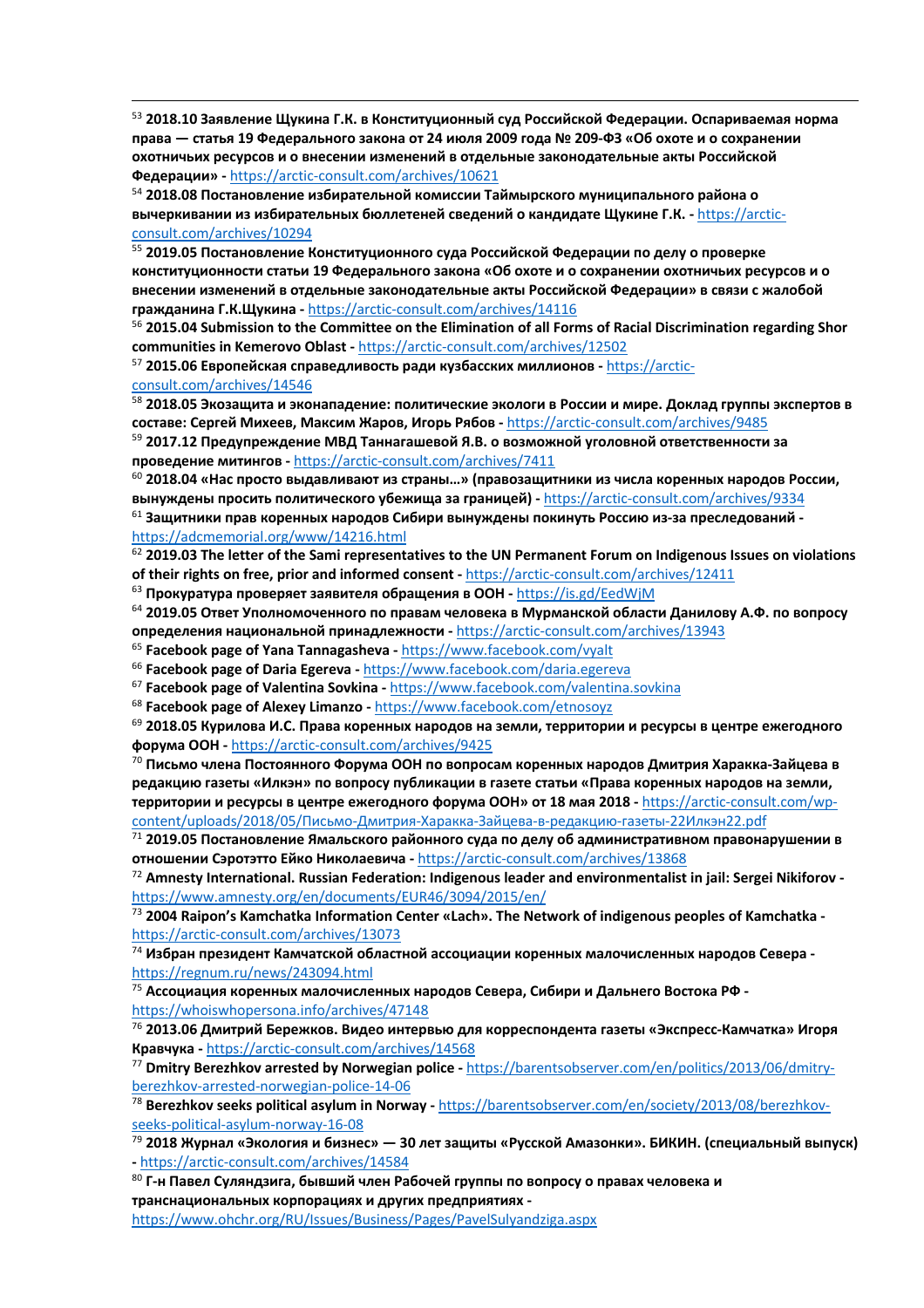[53] **2018.10 Заявление Щукина Г.К. в Конституционный суд Российской Федерации. Оспариваемая норма права — статья 19 Федерального закона от 24 июля 2009 года № 209-ФЗ «Об охоте и о сохранении охотничьих ресурсов и о внесении изменений в отдельные законодательные акты Российской Федерации» -** https://arctic-consult.com/archives/10621

[54] **2018.08 Постановление избирательной комиссии Таймырского муниципального района о вычеркивании из избирательных бюллетеней сведений о кандидате Щукине Г.К. -** https://arctic-consult.com/archives/10294

[55] **2019.05 Постановление Конституционного суда Российской Федерации по делу о проверке конституционности статьи 19 Федерального закона «Об охоте и о сохранении охотничьих ресурсов и о внесении изменений в отдельные законодательные акты Российской Федерации» в связи с жалобой гражданина Г.К.Щукина -** https://arctic-consult.com/archives/14116

[56] **2015.04 Submission to the Committee on the Elimination of all Forms of Racial Discrimination regarding Shor communities in Kemerovo Oblast -** https://arctic-consult.com/archives/12502

[57] **2015.06 Европейская справедливость ради кузбасских миллионов -** https://arctic-consult.com/archives/14546

[58] **2018.05 Экозащита и эконападение: политические экологи в России и мире. Доклад группы экспертов в составе: Сергей Михеев, Максим Жаров, Игорь Рябов -** https://arctic-consult.com/archives/9485

[59] **2017.12 Предупреждение МВД Таннагашевой Я.В. о возможной уголовной ответственности за проведение митингов -** https://arctic-consult.com/archives/7411

[60] **2018.04 «Нас просто выдавливают из страны…» (правозащитники из числа коренных народов России, вынуждены просить политического убежища за границей) -** https://arctic-consult.com/archives/9334

[61] **Защитники прав коренных народов Сибири вынуждены покинуть Россию из-за преследований -** https://adcmemorial.org/www/14216.html

[62] **2019.03 The letter of the Sami representatives to the UN Permanent Forum on Indigenous Issues on violations of their rights on free, prior and informed consent -** https://arctic-consult.com/archives/12411

[63] **Прокуратура проверяет заявителя обращения в ООН -** https://is.gd/EedWjM

[64] **2019.05 Ответ Уполномоченного по правам человека в Мурманской области Данилову А.Ф. по вопросу определения национальной принадлежности -** https://arctic-consult.com/archives/13943

[65] **Facebook page of Yana Tannagasheva -** https://www.facebook.com/vyalt

[66] **Facebook page of Daria Egereva -** https://www.facebook.com/daria.egereva

[67] **Facebook page of Valentina Sovkina -** https://www.facebook.com/valentina.sovkina

[68] **Facebook page of Alexey Limanzo -** https://www.facebook.com/etnosoyz

[69] **2018.05 Курилова И.С. Права коренных народов на земли, территории и ресурсы в центре ежегодного форума ООН -** https://arctic-consult.com/archives/9425

[70] **Письмо члена Постоянного Форума ООН по вопросам коренных народов Дмитрия Харакка-Зайцева в редакцию газеты «Илкэн» по вопросу публикации в газете статьи «Права коренных народов на земли, территории и ресурсы в центре ежегодного форума ООН» от 18 мая 2018 -** https://arctic-consult.com/wp-content/uploads/2018/05/Письмо-Дмитрия-Харакка-Зайцева-в-редакцию-газеты-22Илкэн22.pdf

[71] **2019.05 Постановление Ямальского районного суда по делу об административном правонарушении в отношении Сэротэтто Ейко Николаевича -** https://arctic-consult.com/archives/13868

[72] **Amnesty International. Russian Federation: Indigenous leader and environmentalist in jail: Sergei Nikiforov -** https://www.amnesty.org/en/documents/EUR46/3094/2015/en/

[73] **2004 Raipon's Kamchatka Information Center «Lach». The Network of indigenous peoples of Kamchatka -** https://arctic-consult.com/archives/13073

[74] **Избран президент Камчатской областной ассоциации коренных малочисленных народов Севера -** https://regnum.ru/news/243094.html

[75] **Ассоциация коренных малочисленных народов Севера, Сибири и Дальнего Востока РФ -** https://whoiswhopersona.info/archives/47148

[76] **2013.06 Дмитрий Бережков. Видео интервью для корреспондента газеты «Экспресс-Камчатка» Игоря Кравчука -** https://arctic-consult.com/archives/14568

[77] **Dmitry Berezhkov arrested by Norwegian police -** https://barentsobserver.com/en/politics/2013/06/dmitry-berezhkov-arrested-norwegian-police-14-06

[78] **Berezhkov seeks political asylum in Norway -** https://barentsobserver.com/en/society/2013/08/berezhkov-seeks-political-asylum-norway-16-08

[79] **2018 Журнал «Экология и бизнес» — 30 лет защиты «Русской Амазонки». БИКИН. (специальный выпуск) -** https://arctic-consult.com/archives/14584

[80] **Г-н Павел Суляндзига, бывший член Рабочей группы по вопросу о правах человека и транснациональных корпорациях и других предприятиях -** https://www.ohchr.org/RU/Issues/Business/Pages/PavelSulyandziga.aspx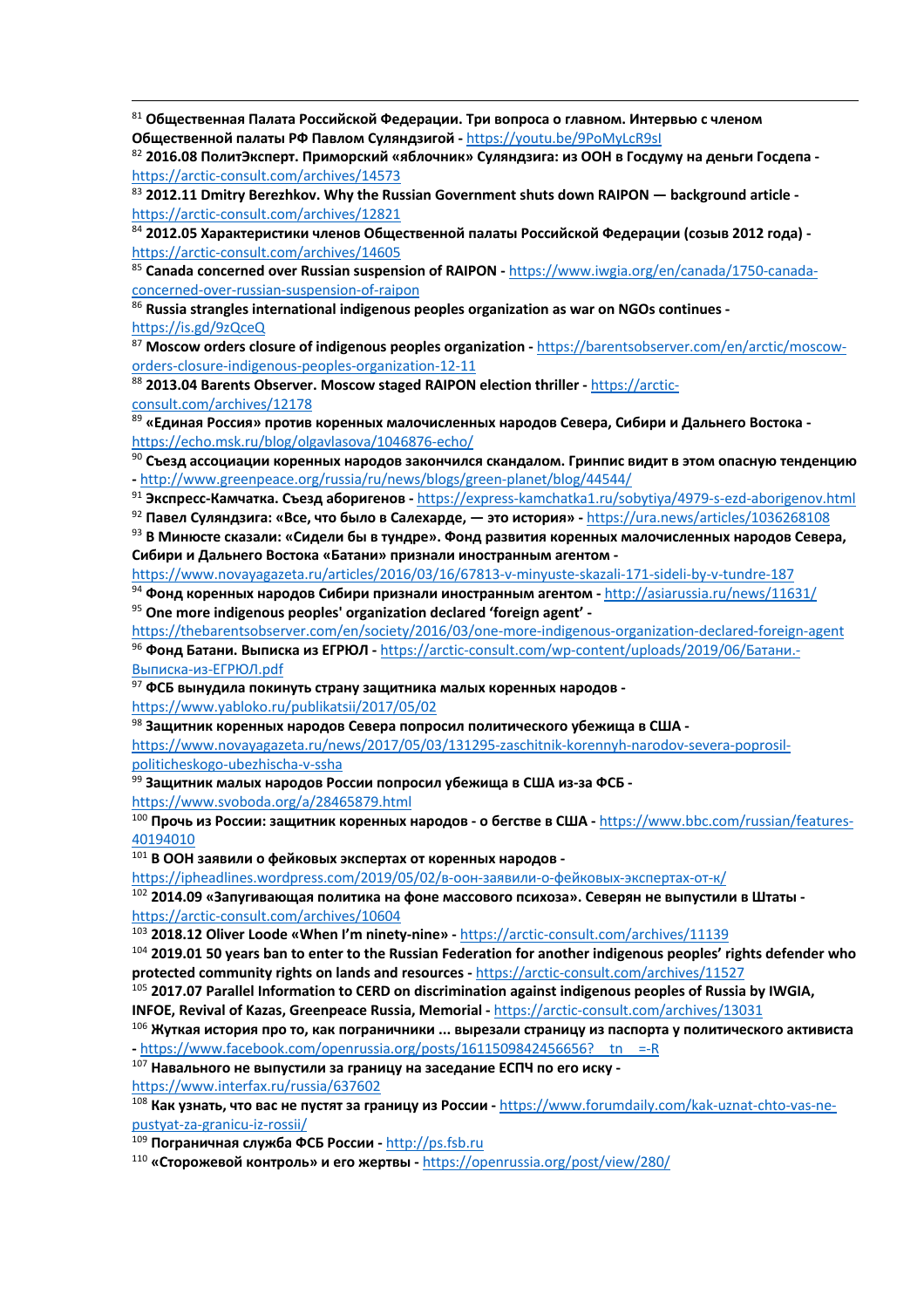[81] **Общественная Палата Российской Федерации. Три вопроса о главном. Интервью с членом Общественной палаты РФ Павлом Суляндзигой -** https://youtu.be/9PoMyLcR9sI

[82] **2016.08 ПолитЭксперт. Приморский «яблочник» Суляндзига: из ООН в Госдуму на деньги Госдепа -** https://arctic-consult.com/archives/14573

[83] **2012.11 Dmitry Berezhkov. Why the Russian Government shuts down RAIPON — background article -** https://arctic-consult.com/archives/12821

[84] **2012.05 Характеристики членов Общественной палаты Российской Федерации (созыв 2012 года) -** https://arctic-consult.com/archives/14605

[85] **Canada concerned over Russian suspension of RAIPON -** https://www.iwgia.org/en/canada/1750-canada-concerned-over-russian-suspension-of-raipon

[86] **Russia strangles international indigenous peoples organization as war on NGOs continues -** https://is.gd/9zQceQ

[87] **Moscow orders closure of indigenous peoples organization -** https://barentsobserver.com/en/arctic/moscow-orders-closure-indigenous-peoples-organization-12-11

[88] **2013.04 Barents Observer. Moscow staged RAIPON election thriller -** https://arctic-consult.com/archives/12178

[89] **«Единая Россия» против коренных малочисленных народов Севера, Сибири и Дальнего Востока -** https://echo.msk.ru/blog/olgavlasova/1046876-echo/

[90] **Съезд ассоциации коренных народов закончился скандалом. Гринпис видит в этом опасную тенденцию -** http://www.greenpeace.org/russia/ru/news/blogs/green-planet/blog/44544/

[91] **Экспресс-Камчатка. Съезд аборигенов -** https://express-kamchatka1.ru/sobytiya/4979-s-ezd-aborigenov.html

[92] **Павел Суляндзига: «Все, что было в Салехарде, — это история» -** https://ura.news/articles/1036268108

[93] **В Минюсте сказали: «Сидели бы в тундре». Фонд развития коренных малочисленных народов Севера, Сибири и Дальнего Востока «Батани» признали иностранным агентом -** https://www.novayagazeta.ru/articles/2016/03/16/67813-v-minyuste-skazali-171-sideli-by-v-tundre-187

[94] **Фонд коренных народов Сибири признали иностранным агентом -** http://asiarussia.ru/news/11631/

[95] **One more indigenous peoples' organization declared 'foreign agent' -** https://thebarentsobserver.com/en/society/2016/03/one-more-indigenous-organization-declared-foreign-agent

[96] **Фонд Батани. Выписка из ЕГРЮЛ -** https://arctic-consult.com/wp-content/uploads/2019/06/Батани.-Выписка-из-ЕГРЮЛ.pdf

[97] **ФСБ вынудила покинуть страну защитника малых коренных народов -** https://www.yabloko.ru/publikatsii/2017/05/02

[98] **Защитник коренных народов Севера попросил политического убежища в США -** https://www.novayagazeta.ru/news/2017/05/03/131295-zaschitnik-korennyh-narodov-severa-poprosil-politicheskogo-ubezhischa-v-ssha

[99] **Защитник малых народов России попросил убежища в США из-за ФСБ -** https://www.svoboda.org/a/28465879.html

[100] **Прочь из России: защитник коренных народов - о бегстве в США -** https://www.bbc.com/russian/features-40194010

[101] **В ООН заявили о фейковых экспертах от коренных народов -** https://ipheadlines.wordpress.com/2019/05/02/в-оон-заявили-о-фейковых-экспертах-от-к/

[102] **2014.09 «Запугивающая политика на фоне массового психоза». Северян не выпустили в Штаты -** https://arctic-consult.com/archives/10604

[103] **2018.12 Oliver Loode «When I'm ninety-nine» -** https://arctic-consult.com/archives/11139

[104] **2019.01 50 years ban to enter to the Russian Federation for another indigenous peoples' rights defender who protected community rights on lands and resources -** https://arctic-consult.com/archives/11527

[105] **2017.07 Parallel Information to CERD on discrimination against indigenous peoples of Russia by IWGIA, INFOE, Revival of Kazas, Greenpeace Russia, Memorial -** https://arctic-consult.com/archives/13031

[106] **Жуткая история про то, как пограничники ... вырезали страницу из паспорта у политического активиста -** https://www.facebook.com/openrussia.org/posts/1611509842456656?__tn__=-R

[107] **Навального не выпустили за границу на заседание ЕСПЧ по его иску -** https://www.interfax.ru/russia/637602

[108] **Как узнать, что вас не пустят за границу из России -** https://www.forumdaily.com/kak-uznat-chto-vas-ne-pustyat-za-granicu-iz-rossii/

[109] **Пограничная служба ФСБ России -** http://ps.fsb.ru

[110] **«Сторожевой контроль» и его жертвы -** https://openrussia.org/post/view/280/